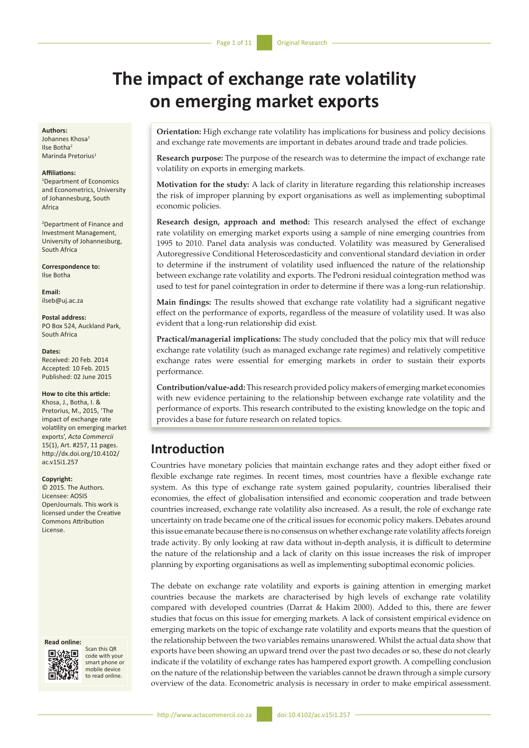# The impact of exchange rate volatility on emerging market exports

**Authors:**
Johannes Khosa[1]
Ilse Botha[2]
Marinda Pretorius[1]

**Affiliations:**
[1]Department of Economics and Econometrics, University of Johannesburg, South Africa

[2]Department of Finance and Investment Management, University of Johannesburg, South Africa

**Correspondence to:**
Ilse Botha

**Email:**
ilseb@uj.ac.za

**Postal address:**
PO Box 524, Auckland Park, South Africa

**Dates:**
Received: 20 Feb. 2014
Accepted: 10 Feb. 2015
Published: 02 June 2015

**How to cite this article:**
Khosa, J., Botha, I. & Pretorius, M., 2015, 'The impact of exchange rate volatility on emerging market exports', *Acta Commercii* 15(1), Art. #257, 11 pages. http://dx.doi.org/10.4102/ac.v15i1.257

**Copyright:**
© 2015. The Authors. Licensee: AOSIS OpenJournals. This work is licensed under the Creative Commons Attribution License.

**Read online:**
Scan this QR code with your smart phone or mobile device to read online.

**Orientation:** High exchange rate volatility has implications for business and policy decisions and exchange rate movements are important in debates around trade and trade policies.

**Research purpose:** The purpose of the research was to determine the impact of exchange rate volatility on exports in emerging markets.

**Motivation for the study:** A lack of clarity in literature regarding this relationship increases the risk of improper planning by export organisations as well as implementing suboptimal economic policies.

**Research design, approach and method:** This research analysed the effect of exchange rate volatility on emerging market exports using a sample of nine emerging countries from 1995 to 2010. Panel data analysis was conducted. Volatility was measured by Generalised Autoregressive Conditional Heteroscedasticity and conventional standard deviation in order to determine if the instrument of volatility used influenced the nature of the relationship between exchange rate volatility and exports. The Pedroni residual cointegration method was used to test for panel cointegration in order to determine if there was a long-run relationship.

**Main findings:** The results showed that exchange rate volatility had a significant negative effect on the performance of exports, regardless of the measure of volatility used. It was also evident that a long-run relationship did exist.

**Practical/managerial implications:** The study concluded that the policy mix that will reduce exchange rate volatility (such as managed exchange rate regimes) and relatively competitive exchange rates were essential for emerging markets in order to sustain their exports performance.

**Contribution/value-add:** This research provided policy makers of emerging market economies with new evidence pertaining to the relationship between exchange rate volatility and the performance of exports. This research contributed to the existing knowledge on the topic and provides a base for future research on related topics.

## Introduction

Countries have monetary policies that maintain exchange rates and they adopt either fixed or flexible exchange rate regimes. In recent times, most countries have a flexible exchange rate system. As this type of exchange rate system gained popularity, countries liberalised their economies, the effect of globalisation intensified and economic cooperation and trade between countries increased, exchange rate volatility also increased. As a result, the role of exchange rate uncertainty on trade became one of the critical issues for economic policy makers. Debates around this issue emanate because there is no consensus on whether exchange rate volatility affects foreign trade activity. By only looking at raw data without in-depth analysis, it is difficult to determine the nature of the relationship and a lack of clarity on this issue increases the risk of improper planning by exporting organisations as well as implementing suboptimal economic policies.

The debate on exchange rate volatility and exports is gaining attention in emerging market countries because the markets are characterised by high levels of exchange rate volatility compared with developed countries (Darrat & Hakim 2000). Added to this, there are fewer studies that focus on this issue for emerging markets. A lack of consistent empirical evidence on emerging markets on the topic of exchange rate volatility and exports means that the question of the relationship between the two variables remains unanswered. Whilst the actual data show that exports have been showing an upward trend over the past two decades or so, these do not clearly indicate if the volatility of exchange rates has hampered export growth. A compelling conclusion on the nature of the relationship between the variables cannot be drawn through a simple cursory overview of the data. Econometric analysis is necessary in order to make empirical assessment.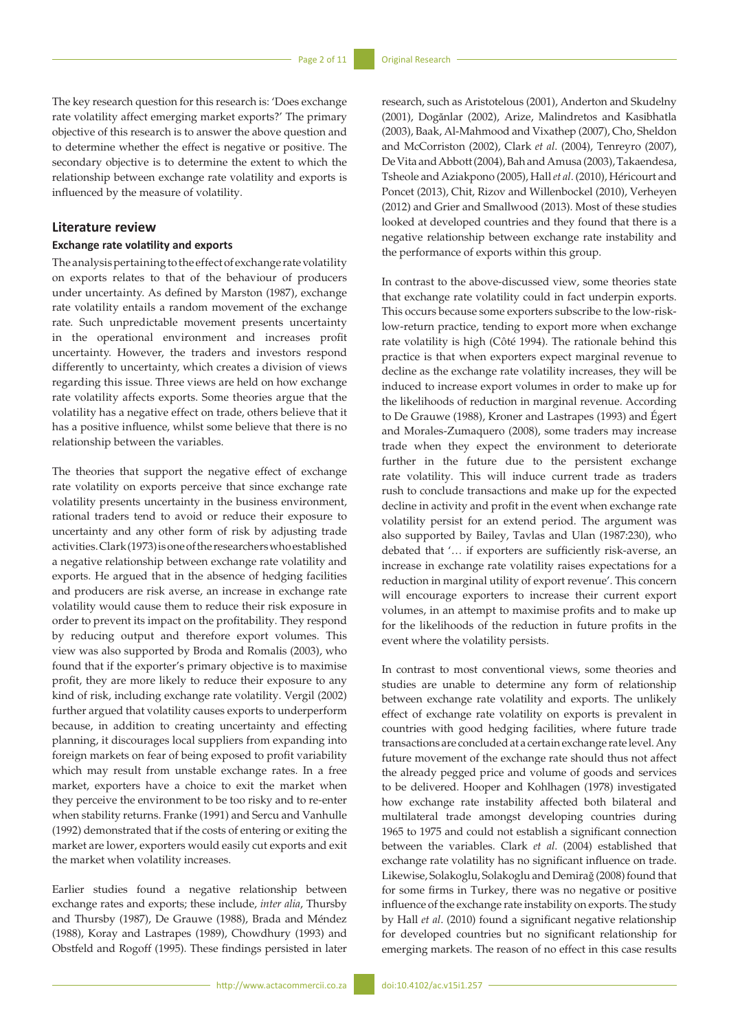The key research question for this research is: 'Does exchange rate volatility affect emerging market exports?' The primary objective of this research is to answer the above question and to determine whether the effect is negative or positive. The secondary objective is to determine the extent to which the relationship between exchange rate volatility and exports is influenced by the measure of volatility.

## Literature review

### Exchange rate volatility and exports

The analysis pertaining to the effect of exchange rate volatility on exports relates to that of the behaviour of producers under uncertainty. As defined by Marston (1987), exchange rate volatility entails a random movement of the exchange rate. Such unpredictable movement presents uncertainty in the operational environment and increases profit uncertainty. However, the traders and investors respond differently to uncertainty, which creates a division of views regarding this issue. Three views are held on how exchange rate volatility affects exports. Some theories argue that the volatility has a negative effect on trade, others believe that it has a positive influence, whilst some believe that there is no relationship between the variables.

The theories that support the negative effect of exchange rate volatility on exports perceive that since exchange rate volatility presents uncertainty in the business environment, rational traders tend to avoid or reduce their exposure to uncertainty and any other form of risk by adjusting trade activities. Clark (1973) is one of the researchers who established a negative relationship between exchange rate volatility and exports. He argued that in the absence of hedging facilities and producers are risk averse, an increase in exchange rate volatility would cause them to reduce their risk exposure in order to prevent its impact on the profitability. They respond by reducing output and therefore export volumes. This view was also supported by Broda and Romalis (2003), who found that if the exporter's primary objective is to maximise profit, they are more likely to reduce their exposure to any kind of risk, including exchange rate volatility. Vergil (2002) further argued that volatility causes exports to underperform because, in addition to creating uncertainty and effecting planning, it discourages local suppliers from expanding into foreign markets on fear of being exposed to profit variability which may result from unstable exchange rates. In a free market, exporters have a choice to exit the market when they perceive the environment to be too risky and to re-enter when stability returns. Franke (1991) and Sercu and Vanhulle (1992) demonstrated that if the costs of entering or exiting the market are lower, exporters would easily cut exports and exit the market when volatility increases.

Earlier studies found a negative relationship between exchange rates and exports; these include, *inter alia*, Thursby and Thursby (1987), De Grauwe (1988), Brada and Méndez (1988), Koray and Lastrapes (1989), Chowdhury (1993) and Obstfeld and Rogoff (1995). These findings persisted in later research, such as Aristotelous (2001), Anderton and Skudelny (2001), Doğănlar (2002), Arize, Malindretos and Kasibhatla (2003), Baak, Al-Mahmood and Vixathep (2007), Cho, Sheldon and McCorriston (2002), Clark *et al*. (2004), Tenreyro (2007), De Vita and Abbott (2004), Bah and Amusa (2003), Takaendesa, Tsheole and Aziakpono (2005), Hall *et al*. (2010), Héricourt and Poncet (2013), Chit, Rizov and Willenbockel (2010), Verheyen (2012) and Grier and Smallwood (2013). Most of these studies looked at developed countries and they found that there is a negative relationship between exchange rate instability and the performance of exports within this group.

In contrast to the above-discussed view, some theories state that exchange rate volatility could in fact underpin exports. This occurs because some exporters subscribe to the low-risk-low-return practice, tending to export more when exchange rate volatility is high (Côté 1994). The rationale behind this practice is that when exporters expect marginal revenue to decline as the exchange rate volatility increases, they will be induced to increase export volumes in order to make up for the likelihoods of reduction in marginal revenue. According to De Grauwe (1988), Kroner and Lastrapes (1993) and Égert and Morales-Zumaquero (2008), some traders may increase trade when they expect the environment to deteriorate further in the future due to the persistent exchange rate volatility. This will induce current trade as traders rush to conclude transactions and make up for the expected decline in activity and profit in the event when exchange rate volatility persist for an extend period. The argument was also supported by Bailey, Tavlas and Ulan (1987:230), who debated that '… if exporters are sufficiently risk-averse, an increase in exchange rate volatility raises expectations for a reduction in marginal utility of export revenue'. This concern will encourage exporters to increase their current export volumes, in an attempt to maximise profits and to make up for the likelihoods of the reduction in future profits in the event where the volatility persists.

In contrast to most conventional views, some theories and studies are unable to determine any form of relationship between exchange rate volatility and exports. The unlikely effect of exchange rate volatility on exports is prevalent in countries with good hedging facilities, where future trade transactions are concluded at a certain exchange rate level. Any future movement of the exchange rate should thus not affect the already pegged price and volume of goods and services to be delivered. Hooper and Kohlhagen (1978) investigated how exchange rate instability affected both bilateral and multilateral trade amongst developing countries during 1965 to 1975 and could not establish a significant connection between the variables. Clark *et al*. (2004) established that exchange rate volatility has no significant influence on trade. Likewise, Solakoglu, Solakoglu and Demirağ (2008) found that for some firms in Turkey, there was no negative or positive influence of the exchange rate instability on exports. The study by Hall *et al*. (2010) found a significant negative relationship for developed countries but no significant relationship for emerging markets. The reason of no effect in this case results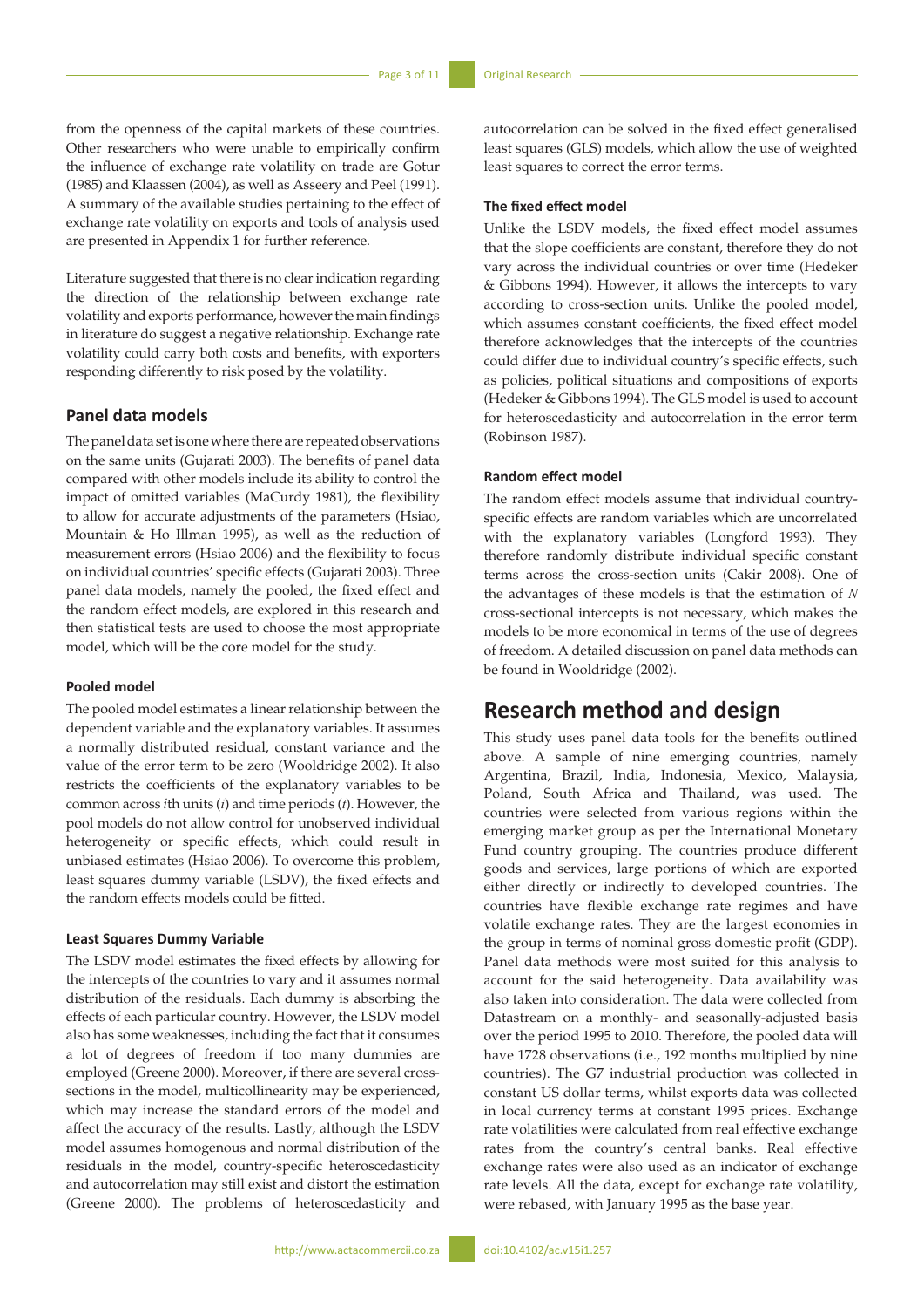from the openness of the capital markets of these countries. Other researchers who were unable to empirically confirm the influence of exchange rate volatility on trade are Gotur (1985) and Klaassen (2004), as well as Asseery and Peel (1991). A summary of the available studies pertaining to the effect of exchange rate volatility on exports and tools of analysis used are presented in Appendix 1 for further reference.

Literature suggested that there is no clear indication regarding the direction of the relationship between exchange rate volatility and exports performance, however the main findings in literature do suggest a negative relationship. Exchange rate volatility could carry both costs and benefits, with exporters responding differently to risk posed by the volatility.

## Panel data models

The panel data set is one where there are repeated observations on the same units (Gujarati 2003). The benefits of panel data compared with other models include its ability to control the impact of omitted variables (MaCurdy 1981), the flexibility to allow for accurate adjustments of the parameters (Hsiao, Mountain & Ho Illman 1995), as well as the reduction of measurement errors (Hsiao 2006) and the flexibility to focus on individual countries' specific effects (Gujarati 2003). Three panel data models, namely the pooled, the fixed effect and the random effect models, are explored in this research and then statistical tests are used to choose the most appropriate model, which will be the core model for the study.

### Pooled model

The pooled model estimates a linear relationship between the dependent variable and the explanatory variables. It assumes a normally distributed residual, constant variance and the value of the error term to be zero (Wooldridge 2002). It also restricts the coefficients of the explanatory variables to be common across *i*th units (*i*) and time periods (*t*). However, the pool models do not allow control for unobserved individual heterogeneity or specific effects, which could result in unbiased estimates (Hsiao 2006). To overcome this problem, least squares dummy variable (LSDV), the fixed effects and the random effects models could be fitted.

### Least Squares Dummy Variable

The LSDV model estimates the fixed effects by allowing for the intercepts of the countries to vary and it assumes normal distribution of the residuals. Each dummy is absorbing the effects of each particular country. However, the LSDV model also has some weaknesses, including the fact that it consumes a lot of degrees of freedom if too many dummies are employed (Greene 2000). Moreover, if there are several cross-sections in the model, multicollinearity may be experienced, which may increase the standard errors of the model and affect the accuracy of the results. Lastly, although the LSDV model assumes homogenous and normal distribution of the residuals in the model, country-specific heteroscedasticity and autocorrelation may still exist and distort the estimation (Greene 2000). The problems of heteroscedasticity and autocorrelation can be solved in the fixed effect generalised least squares (GLS) models, which allow the use of weighted least squares to correct the error terms.

### The fixed effect model

Unlike the LSDV models, the fixed effect model assumes that the slope coefficients are constant, therefore they do not vary across the individual countries or over time (Hedeker & Gibbons 1994). However, it allows the intercepts to vary according to cross-section units. Unlike the pooled model, which assumes constant coefficients, the fixed effect model therefore acknowledges that the intercepts of the countries could differ due to individual country's specific effects, such as policies, political situations and compositions of exports (Hedeker & Gibbons 1994). The GLS model is used to account for heteroscedasticity and autocorrelation in the error term (Robinson 1987).

### Random effect model

The random effect models assume that individual country-specific effects are random variables which are uncorrelated with the explanatory variables (Longford 1993). They therefore randomly distribute individual specific constant terms across the cross-section units (Cakir 2008). One of the advantages of these models is that the estimation of *N* cross-sectional intercepts is not necessary, which makes the models to be more economical in terms of the use of degrees of freedom. A detailed discussion on panel data methods can be found in Wooldridge (2002).

# Research method and design

This study uses panel data tools for the benefits outlined above. A sample of nine emerging countries, namely Argentina, Brazil, India, Indonesia, Mexico, Malaysia, Poland, South Africa and Thailand, was used. The countries were selected from various regions within the emerging market group as per the International Monetary Fund country grouping. The countries produce different goods and services, large portions of which are exported either directly or indirectly to developed countries. The countries have flexible exchange rate regimes and have volatile exchange rates. They are the largest economies in the group in terms of nominal gross domestic profit (GDP). Panel data methods were most suited for this analysis to account for the said heterogeneity. Data availability was also taken into consideration. The data were collected from Datastream on a monthly- and seasonally-adjusted basis over the period 1995 to 2010. Therefore, the pooled data will have 1728 observations (i.e., 192 months multiplied by nine countries). The G7 industrial production was collected in constant US dollar terms, whilst exports data was collected in local currency terms at constant 1995 prices. Exchange rate volatilities were calculated from real effective exchange rates from the country's central banks. Real effective exchange rates were also used as an indicator of exchange rate levels. All the data, except for exchange rate volatility, were rebased, with January 1995 as the base year.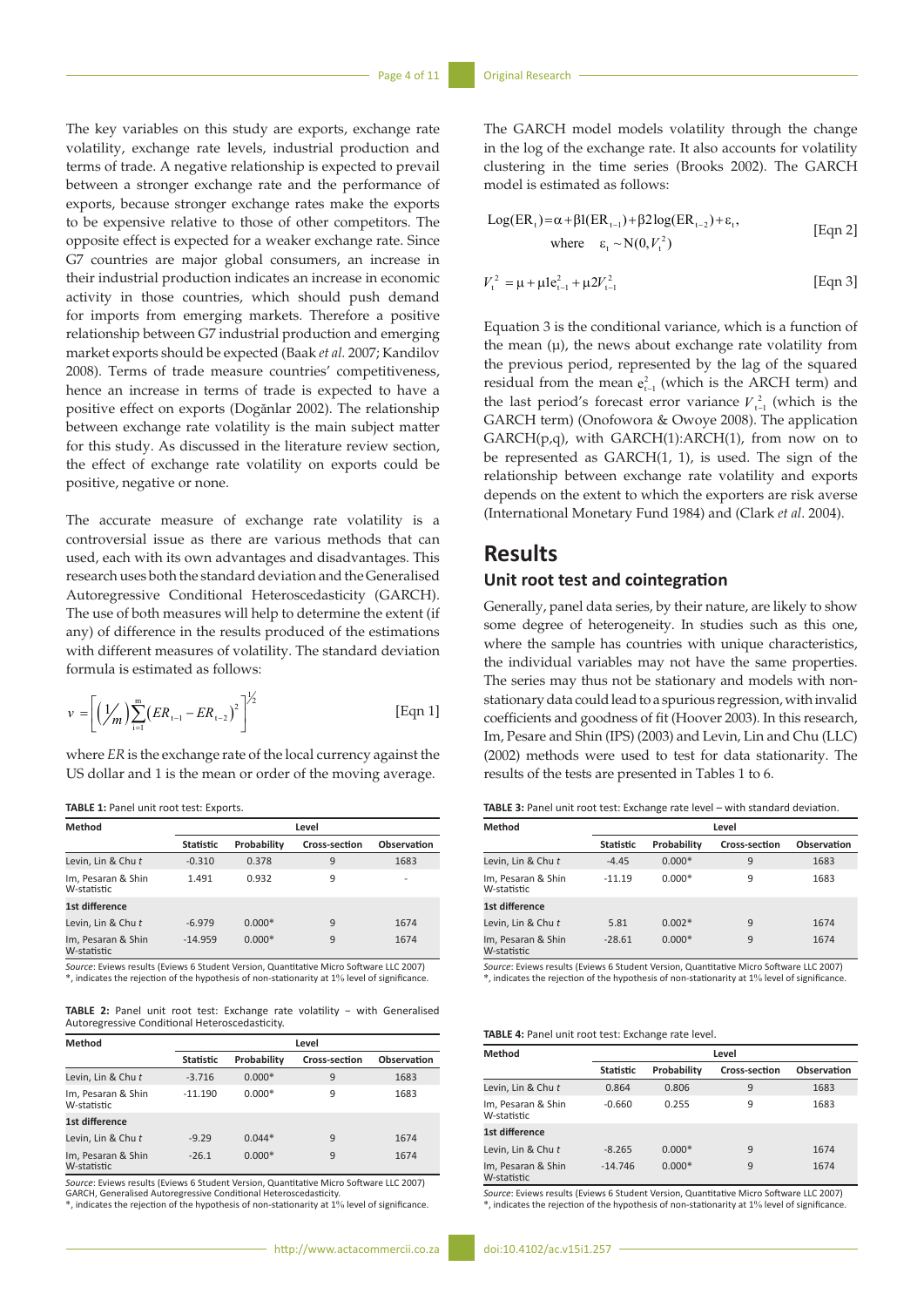The key variables on this study are exports, exchange rate volatility, exchange rate levels, industrial production and terms of trade. A negative relationship is expected to prevail between a stronger exchange rate and the performance of exports, because stronger exchange rates make the exports to be expensive relative to those of other competitors. The opposite effect is expected for a weaker exchange rate. Since G7 countries are major global consumers, an increase in their industrial production indicates an increase in economic activity in those countries, which should push demand for imports from emerging markets. Therefore a positive relationship between G7 industrial production and emerging market exports should be expected (Baak *et al.* 2007; Kandilov 2008). Terms of trade measure countries' competitiveness, hence an increase in terms of trade is expected to have a positive effect on exports (Doğănlar 2002). The relationship between exchange rate volatility is the main subject matter for this study. As discussed in the literature review section, the effect of exchange rate volatility on exports could be positive, negative or none.

The accurate measure of exchange rate volatility is a controversial issue as there are various methods that can used, each with its own advantages and disadvantages. This research uses both the standard deviation and the Generalised Autoregressive Conditional Heteroscedasticity (GARCH). The use of both measures will help to determine the extent (if any) of difference in the results produced of the estimations with different measures of volatility. The standard deviation formula is estimated as follows:

$$v = \left[\left(\frac{1}{m}\right)\sum_{i=1}^{m}\left(ER_{t-1} - ER_{t-2}\right)^2\right]^{\frac{1}{2}} \quad \text{[Eqn 1]}$$

where *ER* is the exchange rate of the local currency against the US dollar and 1 is the mean or order of the moving average.

**TABLE 1:** Panel unit root test: Exports.

| Method | Level | | | |
|---|---|---|---|---|
| | Statistic | Probability | Cross-section | Observation |
| Levin, Lin & Chu *t* | -0.310 | 0.378 | 9 | 1683 |
| Im, Pesaran & Shin W-statistic | 1.491 | 0.932 | 9 | - |
| **1st difference** | | | | |
| Levin, Lin & Chu *t* | -6.979 | 0.000* | 9 | 1674 |
| Im, Pesaran & Shin W-statistic | -14.959 | 0.000* | 9 | 1674 |

*Source*: Eviews results (Eviews 6 Student Version, Quantitative Micro Software LLC 2007)
*, indicates the rejection of the hypothesis of non-stationarity at 1% level of significance.

**TABLE 2:** Panel unit root test: Exchange rate volatility – with Generalised Autoregressive Conditional Heteroscedasticity.

| Method | Level | | | |
|---|---|---|---|---|
| | Statistic | Probability | Cross-section | Observation |
| Levin, Lin & Chu *t* | -3.716 | 0.000* | 9 | 1683 |
| Im, Pesaran & Shin W-statistic | -11.190 | 0.000* | 9 | 1683 |
| **1st difference** | | | | |
| Levin, Lin & Chu *t* | -9.29 | 0.044* | 9 | 1674 |
| Im, Pesaran & Shin W-statistic | -26.1 | 0.000* | 9 | 1674 |

*Source*: Eviews results (Eviews 6 Student Version, Quantitative Micro Software LLC 2007)
GARCH, Generalised Autoregressive Conditional Heteroscedasticity.
*, indicates the rejection of the hypothesis of non-stationarity at 1% level of significance.

The GARCH model models volatility through the change in the log of the exchange rate. It also accounts for volatility clustering in the time series (Brooks 2002). The GARCH model is estimated as follows:

$$\text{Log}(ER_t) = \alpha + \beta 1(ER_{t-1}) + \beta 2\log(ER_{t-2}) + \varepsilon_t, \quad \text{where} \quad \varepsilon_t \sim N(0, V_t^2) \quad \text{[Eqn 2]}$$

$$V_t^2 = \mu + \mu 1 e_{t-1}^2 + \mu 2 V_{t-1}^2 \quad \text{[Eqn 3]}$$

Equation 3 is the conditional variance, which is a function of the mean (μ), the news about exchange rate volatility from the previous period, represented by the lag of the squared residual from the mean $e_{t-1}^2$ (which is the ARCH term) and the last period's forecast error variance $V_{t-1}^2$ (which is the GARCH term) (Onofowora & Owoye 2008). The application GARCH(p,q), with GARCH(1):ARCH(1), from now on to be represented as GARCH(1, 1), is used. The sign of the relationship between exchange rate volatility and exports depends on the extent to which the exporters are risk averse (International Monetary Fund 1984) and (Clark *et al*. 2004).

## Results

### Unit root test and cointegration

Generally, panel data series, by their nature, are likely to show some degree of heterogeneity. In studies such as this one, where the sample has countries with unique characteristics, the individual variables may not have the same properties. The series may thus not be stationary and models with non-stationary data could lead to a spurious regression, with invalid coefficients and goodness of fit (Hoover 2003). In this research, Im, Pesare and Shin (IPS) (2003) and Levin, Lin and Chu (LLC) (2002) methods were used to test for data stationarity. The results of the tests are presented in Tables 1 to 6.

**TABLE 3:** Panel unit root test: Exchange rate level – with standard deviation.

| Method | Level | | | |
|---|---|---|---|---|
| | Statistic | Probability | Cross-section | Observation |
| Levin, Lin & Chu *t* | -4.45 | 0.000* | 9 | 1683 |
| Im, Pesaran & Shin W-statistic | -11.19 | 0.000* | 9 | 1683 |
| **1st difference** | | | | |
| Levin, Lin & Chu *t* | 5.81 | 0.002* | 9 | 1674 |
| Im, Pesaran & Shin W-statistic | -28.61 | 0.000* | 9 | 1674 |

*Source*: Eviews results (Eviews 6 Student Version, Quantitative Micro Software LLC 2007)
*, indicates the rejection of the hypothesis of non-stationarity at 1% level of significance.

**TABLE 4:** Panel unit root test: Exchange rate level.

| Method | Level | | | |
|---|---|---|---|---|
| | Statistic | Probability | Cross-section | Observation |
| Levin, Lin & Chu *t* | 0.864 | 0.806 | 9 | 1683 |
| Im, Pesaran & Shin W-statistic | -0.660 | 0.255 | 9 | 1683 |
| **1st difference** | | | | |
| Levin, Lin & Chu *t* | -8.265 | 0.000* | 9 | 1674 |
| Im, Pesaran & Shin W-statistic | -14.746 | 0.000* | 9 | 1674 |

*Source*: Eviews results (Eviews 6 Student Version, Quantitative Micro Software LLC 2007)
*, indicates the rejection of the hypothesis of non-stationarity at 1% level of significance.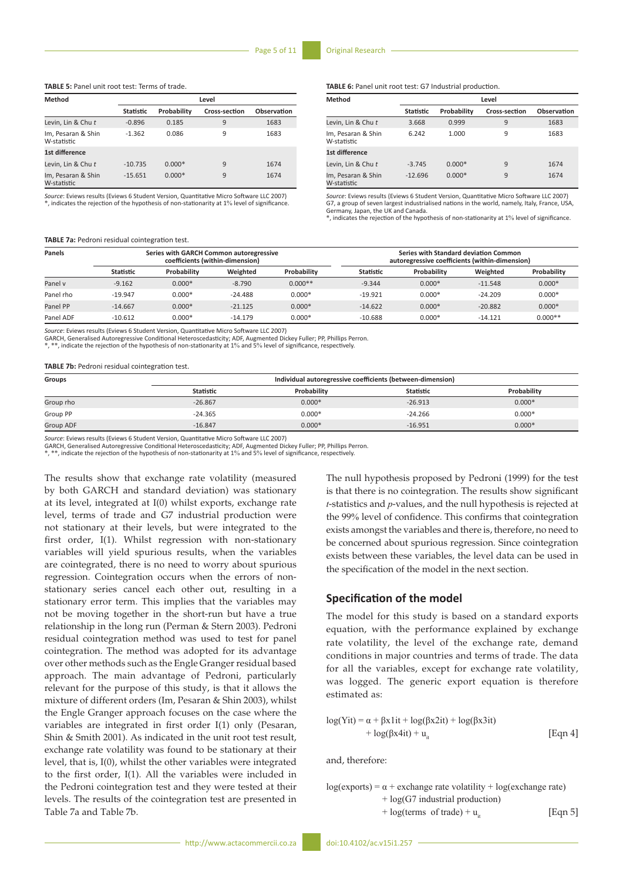**TABLE 5:** Panel unit root test: Terms of trade.

| Method | Level | | | |
|---|---|---|---|---|
| | Statistic | Probability | Cross-section | Observation |
| Levin, Lin & Chu *t* | -0.896 | 0.185 | 9 | 1683 |
| Im, Pesaran & Shin W-statistic | -1.362 | 0.086 | 9 | 1683 |
| **1st difference** | | | | |
| Levin, Lin & Chu *t* | -10.735 | 0.000* | 9 | 1674 |
| Im, Pesaran & Shin W-statistic | -15.651 | 0.000* | 9 | 1674 |

*Source*: Eviews results (Eviews 6 Student Version, Quantitative Micro Software LLC 2007)
*, indicates the rejection of the hypothesis of non-stationarity at 1% level of significance.

**TABLE 6:** Panel unit root test: G7 Industrial production.

| Method | Level | | | |
|---|---|---|---|---|
| | Statistic | Probability | Cross-section | Observation |
| Levin, Lin & Chu *t* | 3.668 | 0.999 | 9 | 1683 |
| Im, Pesaran & Shin W-statistic | 6.242 | 1.000 | 9 | 1683 |
| **1st difference** | | | | |
| Levin, Lin & Chu *t* | -3.745 | 0.000* | 9 | 1674 |
| Im, Pesaran & Shin W-statistic | -12.696 | 0.000* | 9 | 1674 |

*Source*: Eviews results (Eviews 6 Student Version, Quantitative Micro Software LLC 2007)
G7, a group of seven largest industrialised nations in the world, namely, Italy, France, USA, Germany, Japan, the UK and Canada.
*, indicates the rejection of the hypothesis of non-stationarity at 1% level of significance.

**TABLE 7a:** Pedroni residual cointegration test.

| Panels | Series with GARCH Common autoregressive coefficients (within-dimension) | | | | Series with Standard deviation Common autoregressive coefficients (within-dimension) | | | |
|---|---|---|---|---|---|---|---|---|
| | Statistic | Probability | Weighted | Probability | Statistic | Probability | Weighted | Probability |
| Panel v | -9.162 | 0.000* | -8.790 | 0.000** | -9.344 | 0.000* | -11.548 | 0.000* |
| Panel rho | -19.947 | 0.000* | -24.488 | 0.000* | -19.921 | 0.000* | -24.209 | 0.000* |
| Panel PP | -14.667 | 0.000* | -21.125 | 0.000* | -14.622 | 0.000* | -20.882 | 0.000* |
| Panel ADF | -10.612 | 0.000* | -14.179 | 0.000* | -10.688 | 0.000* | -14.121 | 0.000** |

*Source*: Eviews results (Eviews 6 Student Version, Quantitative Micro Software LLC 2007)
GARCH, Generalised Autoregressive Conditional Heteroscedasticity; ADF, Augmented Dickey Fuller; PP, Phillips Perron.
*, **, indicate the rejection of the hypothesis of non-stationarity at 1% and 5% level of significance, respectively.

**TABLE 7b:** Pedroni residual cointegration test.

| Groups | Individual autoregressive coefficients (between-dimension) | | | |
|---|---|---|---|---|
| | Statistic | Probability | Statistic | Probability |
| Group rho | -26.867 | 0.000* | -26.913 | 0.000* |
| Group PP | -24.365 | 0.000* | -24.266 | 0.000* |
| Group ADF | -16.847 | 0.000* | -16.951 | 0.000* |

*Source*: Eviews results (Eviews 6 Student Version, Quantitative Micro Software LLC 2007)
GARCH, Generalised Autoregressive Conditional Heteroscedasticity; ADF, Augmented Dickey Fuller; PP, Phillips Perron.
*, **, indicate the rejection of the hypothesis of non-stationarity at 1% and 5% level of significance, respectively.

The results show that exchange rate volatility (measured by both GARCH and standard deviation) was stationary at its level, integrated at I(0) whilst exports, exchange rate level, terms of trade and G7 industrial production were not stationary at their levels, but were integrated to the first order, I(1). Whilst regression with non-stationary variables will yield spurious results, when the variables are cointegrated, there is no need to worry about spurious regression. Cointegration occurs when the errors of non-stationary series cancel each other out, resulting in a stationary error term. This implies that the variables may not be moving together in the short-run but have a true relationship in the long run (Perman & Stern 2003). Pedroni residual cointegration method was used to test for panel cointegration. The method was adopted for its advantage over other methods such as the Engle Granger residual based approach. The main advantage of Pedroni, particularly relevant for the purpose of this study, is that it allows the mixture of different orders (Im, Pesaran & Shin 2003), whilst the Engle Granger approach focuses on the case where the variables are integrated in first order I(1) only (Pesaran, Shin & Smith 2001). As indicated in the unit root test result, exchange rate volatility was found to be stationary at their level, that is, I(0), whilst the other variables were integrated to the first order, I(1). All the variables were included in the Pedroni cointegration test and they were tested at their levels. The results of the cointegration test are presented in Table 7a and Table 7b.

The null hypothesis proposed by Pedroni (1999) for the test is that there is no cointegration. The results show significant *t*-statistics and *p*-values, and the null hypothesis is rejected at the 99% level of confidence. This confirms that cointegration exists amongst the variables and there is, therefore, no need to be concerned about spurious regression. Since cointegration exists between these variables, the level data can be used in the specification of the model in the next section.

## Specification of the model

The model for this study is based on a standard exports equation, with the performance explained by exchange rate volatility, the level of the exchange rate, demand conditions in major countries and terms of trade. The data for all the variables, except for exchange rate volatility, was logged. The generic export equation is therefore estimated as:

$$\log(Yit) = \alpha + \beta x1it + \log(\beta x2it) + \log(\beta x3it) + \log(\beta x4it) + u_{it} \quad \text{[Eqn 4]}$$

and, therefore:

$$\log(\text{exports}) = \alpha + \text{exchange rate volatility} + \log(\text{exchange rate}) + \log(\text{G7 industrial production}) + \log(\text{terms of trade}) + u_{it} \quad \text{[Eqn 5]}$$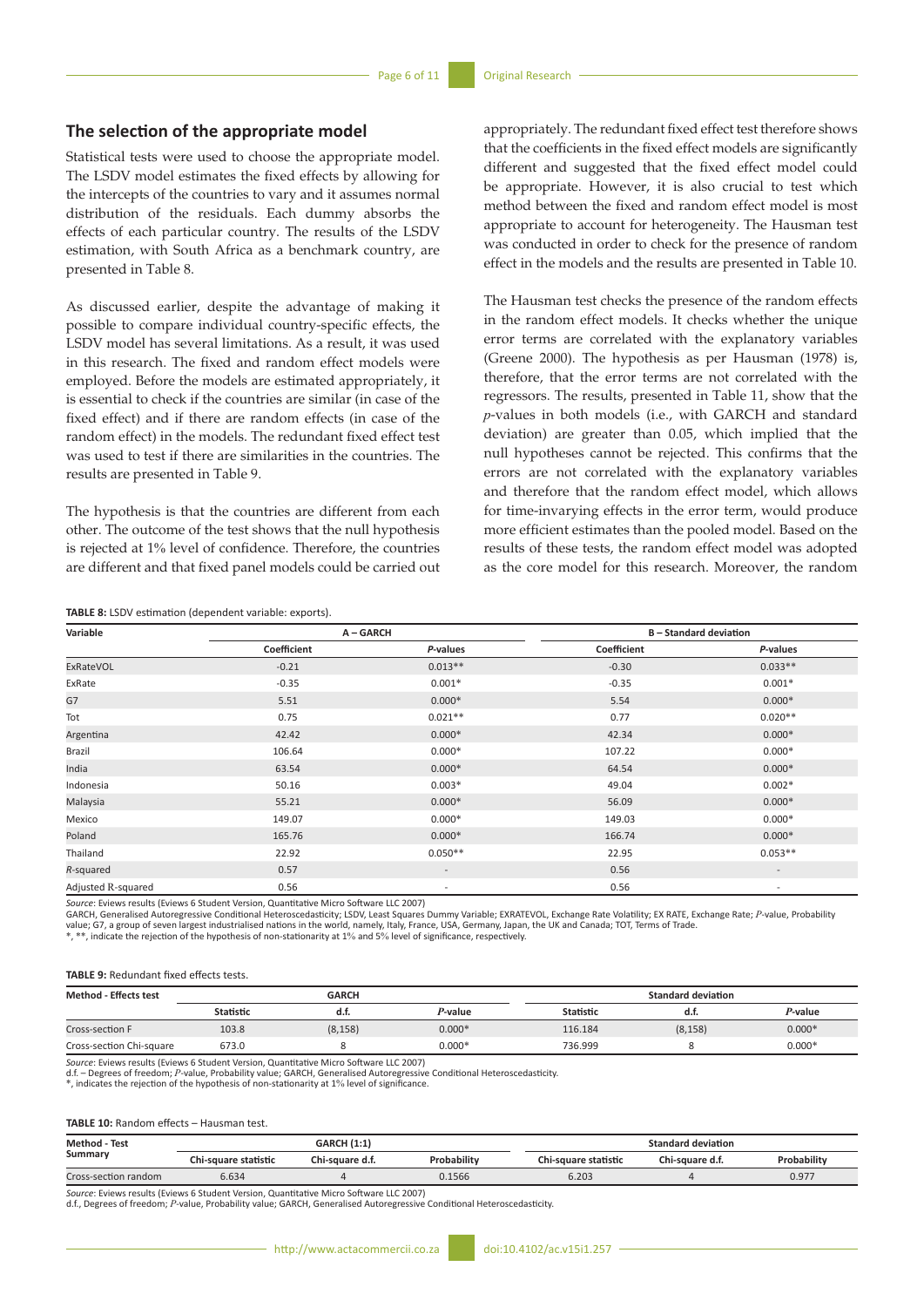## The selection of the appropriate model

Statistical tests were used to choose the appropriate model. The LSDV model estimates the fixed effects by allowing for the intercepts of the countries to vary and it assumes normal distribution of the residuals. Each dummy absorbs the effects of each particular country. The results of the LSDV estimation, with South Africa as a benchmark country, are presented in Table 8.

As discussed earlier, despite the advantage of making it possible to compare individual country-specific effects, the LSDV model has several limitations. As a result, it was used in this research. The fixed and random effect models were employed. Before the models are estimated appropriately, it is essential to check if the countries are similar (in case of the fixed effect) and if there are random effects (in case of the random effect) in the models. The redundant fixed effect test was used to test if there are similarities in the countries. The results are presented in Table 9.

The hypothesis is that the countries are different from each other. The outcome of the test shows that the null hypothesis is rejected at 1% level of confidence. Therefore, the countries are different and that fixed panel models could be carried out appropriately. The redundant fixed effect test therefore shows that the coefficients in the fixed effect models are significantly different and suggested that the fixed effect model could be appropriate. However, it is also crucial to test which method between the fixed and random effect model is most appropriate to account for heterogeneity. The Hausman test was conducted in order to check for the presence of random effect in the models and the results are presented in Table 10.

The Hausman test checks the presence of the random effects in the random effect models. It checks whether the unique error terms are correlated with the explanatory variables (Greene 2000). The hypothesis as per Hausman (1978) is, therefore, that the error terms are not correlated with the regressors. The results, presented in Table 11, show that the *p*-values in both models (i.e., with GARCH and standard deviation) are greater than 0.05, which implied that the null hypotheses cannot be rejected. This confirms that the errors are not correlated with the explanatory variables and therefore that the random effect model, which allows for time-invarying effects in the error term, would produce more efficient estimates than the pooled model. Based on the results of these tests, the random effect model was adopted as the core model for this research. Moreover, the random

**TABLE 8:** LSDV estimation (dependent variable: exports).

| Variable | A – GARCH | | B – Standard deviation | |
|---|---|---|---|---|
| | Coefficient | *P*-values | Coefficient | *P*-values |
| ExRateVOL | -0.21 | 0.013** | -0.30 | 0.033** |
| ExRate | -0.35 | 0.001* | -0.35 | 0.001* |
| G7 | 5.51 | 0.000* | 5.54 | 0.000* |
| Tot | 0.75 | 0.021** | 0.77 | 0.020** |
| Argentina | 42.42 | 0.000* | 42.34 | 0.000* |
| Brazil | 106.64 | 0.000* | 107.22 | 0.000* |
| India | 63.54 | 0.000* | 64.54 | 0.000* |
| Indonesia | 50.16 | 0.003* | 49.04 | 0.002* |
| Malaysia | 55.21 | 0.000* | 56.09 | 0.000* |
| Mexico | 149.07 | 0.000* | 149.03 | 0.000* |
| Poland | 165.76 | 0.000* | 166.74 | 0.000* |
| Thailand | 22.92 | 0.050** | 22.95 | 0.053** |
| *R*-squared | 0.57 | - | 0.56 | - |
| Adjusted R-squared | 0.56 | - | 0.56 | - |

*Source*: Eviews results (Eviews 6 Student Version, Quantitative Micro Software LLC 2007)
GARCH, Generalised Autoregressive Conditional Heteroscedasticity; LSDV, Least Squares Dummy Variable; EXRATEVOL, Exchange Rate Volatility; EX RATE, Exchange Rate; *P*-value, Probability value; G7, a group of seven largest industrialised nations in the world, namely, Italy, France, USA, Germany, Japan, the UK and Canada; TOT, Terms of Trade.
*, **, indicate the rejection of the hypothesis of non-stationarity at 1% and 5% level of significance, respectively.

**TABLE 9:** Redundant fixed effects tests.

| Method - Effects test | GARCH | | | Standard deviation | | |
|---|---|---|---|---|---|---|
| | Statistic | d.f. | *P*-value | Statistic | d.f. | *P*-value |
| Cross-section F | 103.8 | (8,158) | 0.000* | 116.184 | (8,158) | 0.000* |
| Cross-section Chi-square | 673.0 | 8 | 0.000* | 736.999 | 8 | 0.000* |

*Source*: Eviews results (Eviews 6 Student Version, Quantitative Micro Software LLC 2007)
d.f. – Degrees of freedom; *P*-value, Probability value; GARCH, Generalised Autoregressive Conditional Heteroscedasticity.
*, indicates the rejection of the hypothesis of non-stationarity at 1% level of significance.

**TABLE 10:** Random effects – Hausman test.

| Method - Test Summary | GARCH (1:1) | | | Standard deviation | | |
|---|---|---|---|---|---|---|
| | Chi-square statistic | Chi-square d.f. | Probability | Chi-square statistic | Chi-square d.f. | Probability |
| Cross-section random | 6.634 | 4 | 0.1566 | 6.203 | 4 | 0.977 |

*Source*: Eviews results (Eviews 6 Student Version, Quantitative Micro Software LLC 2007)
d.f., Degrees of freedom; *P*-value, Probability value; GARCH, Generalised Autoregressive Conditional Heteroscedasticity.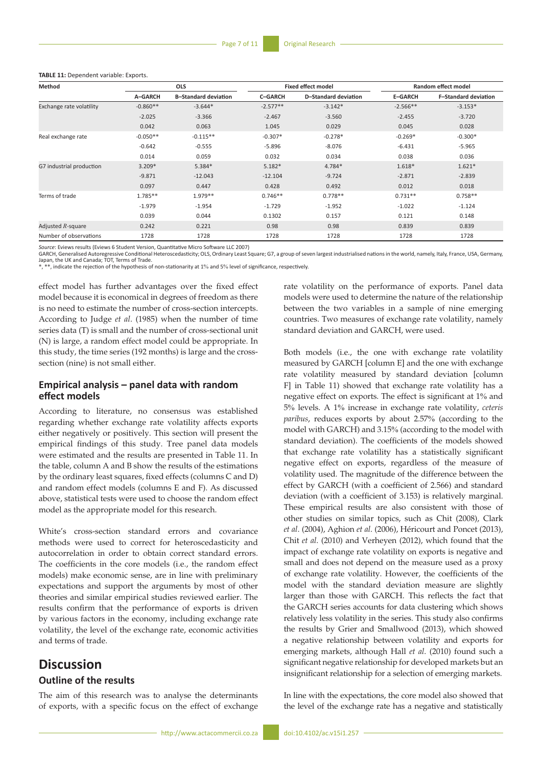**TABLE 11:** Dependent variable: Exports.

| Method | OLS | | Fixed effect model | | Random effect model | |
|---|---|---|---|---|---|---|
| | A–GARCH | B–Standard deviation | C–GARCH | D–Standard deviation | E–GARCH | F–Standard deviation |
| Exchange rate volatility | -0.860** | -3.644* | -2.577** | -3.142* | -2.566** | -3.153* |
| | -2.025 | -3.366 | -2.467 | -3.560 | -2.455 | -3.720 |
| | 0.042 | 0.063 | 1.045 | 0.029 | 0.045 | 0.028 |
| Real exchange rate | -0.050** | -0.115** | -0.307* | -0.278* | -0.269* | -0.300* |
| | -0.642 | -0.555 | -5.896 | -8.076 | -6.431 | -5.965 |
| | 0.014 | 0.059 | 0.032 | 0.034 | 0.038 | 0.036 |
| G7 industrial production | 3.209* | 5.384* | 5.182* | 4.784* | 1.618* | 1.621* |
| | -9.871 | -12.043 | -12.104 | -9.724 | -2.871 | -2.839 |
| | 0.097 | 0.447 | 0.428 | 0.492 | 0.012 | 0.018 |
| Terms of trade | 1.785** | 1.979** | 0.746** | 0.778** | 0.731** | 0.758** |
| | -1.979 | -1.954 | -1.729 | -1.952 | -1.022 | -1.124 |
| | 0.039 | 0.044 | 0.1302 | 0.157 | 0.121 | 0.148 |
| Adjusted $R$-square | 0.242 | 0.221 | 0.98 | 0.98 | 0.839 | 0.839 |
| Number of observations | 1728 | 1728 | 1728 | 1728 | 1728 | 1728 |

*Source*: Eviews results (Eviews 6 Student Version, Quantitative Micro Software LLC 2007)
GARCH, Generalised Autoregressive Conditional Heteroscedasticity; OLS, Ordinary Least Square; G7, a group of seven largest industrialised nations in the world, namely, Italy, France, USA, Germany, Japan, the UK and Canada; TOT, Terms of Trade.
*, **, indicate the rejection of the hypothesis of non-stationarity at 1% and 5% level of significance, respectively.

effect model has further advantages over the fixed effect model because it is economical in degrees of freedom as there is no need to estimate the number of cross-section intercepts. According to Judge *et al*. (1985) when the number of time series data (T) is small and the number of cross-sectional unit (N) is large, a random effect model could be appropriate. In this study, the time series (192 months) is large and the cross-section (nine) is not small either.

### Empirical analysis – panel data with random effect models

According to literature, no consensus was established regarding whether exchange rate volatility affects exports either negatively or positively. This section will present the empirical findings of this study. Tree panel data models were estimated and the results are presented in Table 11. In the table, column A and B show the results of the estimations by the ordinary least squares, fixed effects (columns C and D) and random effect models (columns E and F). As discussed above, statistical tests were used to choose the random effect model as the appropriate model for this research.

White's cross-section standard errors and covariance methods were used to correct for heteroscedasticity and autocorrelation in order to obtain correct standard errors. The coefficients in the core models (i.e., the random effect models) make economic sense, are in line with preliminary expectations and support the arguments by most of other theories and similar empirical studies reviewed earlier. The results confirm that the performance of exports is driven by various factors in the economy, including exchange rate volatility, the level of the exchange rate, economic activities and terms of trade.

## Discussion

### Outline of the results

The aim of this research was to analyse the determinants of exports, with a specific focus on the effect of exchange rate volatility on the performance of exports. Panel data models were used to determine the nature of the relationship between the two variables in a sample of nine emerging countries. Two measures of exchange rate volatility, namely standard deviation and GARCH, were used.

Both models (i.e., the one with exchange rate volatility measured by GARCH [column E] and the one with exchange rate volatility measured by standard deviation [column F] in Table 11) showed that exchange rate volatility has a negative effect on exports. The effect is significant at 1% and 5% levels. A 1% increase in exchange rate volatility, *ceteris paribus*, reduces exports by about 2.57% (according to the model with GARCH) and 3.15% (according to the model with standard deviation). The coefficients of the models showed that exchange rate volatility has a statistically significant negative effect on exports, regardless of the measure of volatility used. The magnitude of the difference between the effect by GARCH (with a coefficient of 2.566) and standard deviation (with a coefficient of 3.153) is relatively marginal. These empirical results are also consistent with those of other studies on similar topics, such as Chit (2008), Clark *et al*. (2004), Aghion *et al*. (2006), Héricourt and Poncet (2013), Chit *et al*. (2010) and Verheyen (2012), which found that the impact of exchange rate volatility on exports is negative and small and does not depend on the measure used as a proxy of exchange rate volatility. However, the coefficients of the model with the standard deviation measure are slightly larger than those with GARCH. This reflects the fact that the GARCH series accounts for data clustering which shows relatively less volatility in the series. This study also confirms the results by Grier and Smallwood (2013), which showed a negative relationship between volatility and exports for emerging markets, although Hall *et al.* (2010) found such a significant negative relationship for developed markets but an insignificant relationship for a selection of emerging markets.

In line with the expectations, the core model also showed that the level of the exchange rate has a negative and statistically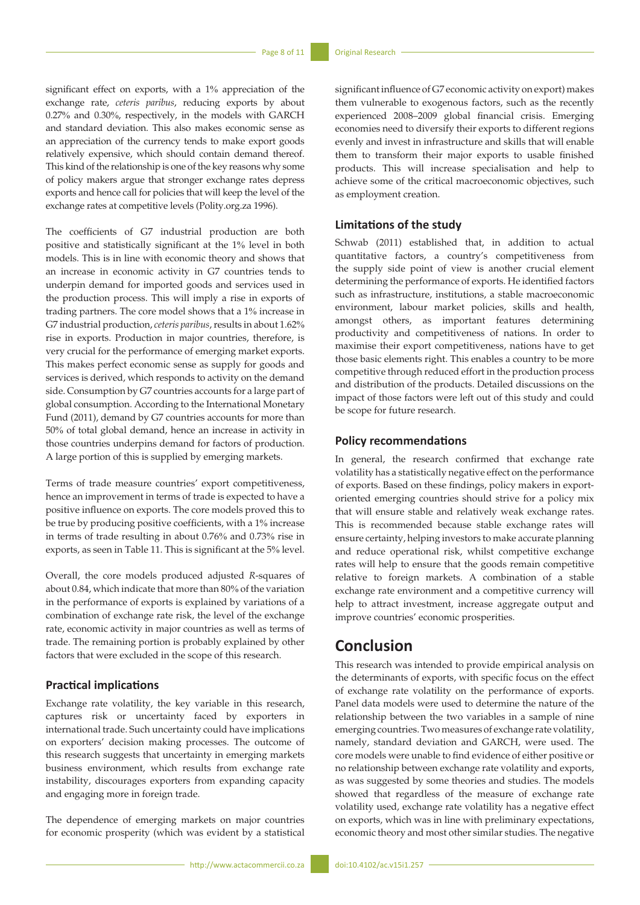significant effect on exports, with a 1% appreciation of the exchange rate, *ceteris paribus*, reducing exports by about 0.27% and 0.30%, respectively, in the models with GARCH and standard deviation. This also makes economic sense as an appreciation of the currency tends to make export goods relatively expensive, which should contain demand thereof. This kind of the relationship is one of the key reasons why some of policy makers argue that stronger exchange rates depress exports and hence call for policies that will keep the level of the exchange rates at competitive levels (Polity.org.za 1996).

The coefficients of G7 industrial production are both positive and statistically significant at the 1% level in both models. This is in line with economic theory and shows that an increase in economic activity in G7 countries tends to underpin demand for imported goods and services used in the production process. This will imply a rise in exports of trading partners. The core model shows that a 1% increase in G7 industrial production, *ceteris paribus*, results in about 1.62% rise in exports. Production in major countries, therefore, is very crucial for the performance of emerging market exports. This makes perfect economic sense as supply for goods and services is derived, which responds to activity on the demand side. Consumption by G7 countries accounts for a large part of global consumption. According to the International Monetary Fund (2011), demand by G7 countries accounts for more than 50% of total global demand, hence an increase in activity in those countries underpins demand for factors of production. A large portion of this is supplied by emerging markets.

Terms of trade measure countries' export competitiveness, hence an improvement in terms of trade is expected to have a positive influence on exports. The core models proved this to be true by producing positive coefficients, with a 1% increase in terms of trade resulting in about 0.76% and 0.73% rise in exports, as seen in Table 11. This is significant at the 5% level.

Overall, the core models produced adjusted *R*-squares of about 0.84, which indicate that more than 80% of the variation in the performance of exports is explained by variations of a combination of exchange rate risk, the level of the exchange rate, economic activity in major countries as well as terms of trade. The remaining portion is probably explained by other factors that were excluded in the scope of this research.

### Practical implications

Exchange rate volatility, the key variable in this research, captures risk or uncertainty faced by exporters in international trade. Such uncertainty could have implications on exporters' decision making processes. The outcome of this research suggests that uncertainty in emerging markets business environment, which results from exchange rate instability, discourages exporters from expanding capacity and engaging more in foreign trade.

The dependence of emerging markets on major countries for economic prosperity (which was evident by a statistical significant influence of G7 economic activity on export) makes them vulnerable to exogenous factors, such as the recently experienced 2008–2009 global financial crisis. Emerging economies need to diversify their exports to different regions evenly and invest in infrastructure and skills that will enable them to transform their major exports to usable finished products. This will increase specialisation and help to achieve some of the critical macroeconomic objectives, such as employment creation.

### Limitations of the study

Schwab (2011) established that, in addition to actual quantitative factors, a country's competitiveness from the supply side point of view is another crucial element determining the performance of exports. He identified factors such as infrastructure, institutions, a stable macroeconomic environment, labour market policies, skills and health, amongst others, as important features determining productivity and competitiveness of nations. In order to maximise their export competitiveness, nations have to get those basic elements right. This enables a country to be more competitive through reduced effort in the production process and distribution of the products. Detailed discussions on the impact of those factors were left out of this study and could be scope for future research.

### Policy recommendations

In general, the research confirmed that exchange rate volatility has a statistically negative effect on the performance of exports. Based on these findings, policy makers in export-oriented emerging countries should strive for a policy mix that will ensure stable and relatively weak exchange rates. This is recommended because stable exchange rates will ensure certainty, helping investors to make accurate planning and reduce operational risk, whilst competitive exchange rates will help to ensure that the goods remain competitive relative to foreign markets. A combination of a stable exchange rate environment and a competitive currency will help to attract investment, increase aggregate output and improve countries' economic prosperities.

## Conclusion

This research was intended to provide empirical analysis on the determinants of exports, with specific focus on the effect of exchange rate volatility on the performance of exports. Panel data models were used to determine the nature of the relationship between the two variables in a sample of nine emerging countries. Two measures of exchange rate volatility, namely, standard deviation and GARCH, were used. The core models were unable to find evidence of either positive or no relationship between exchange rate volatility and exports, as was suggested by some theories and studies. The models showed that regardless of the measure of exchange rate volatility used, exchange rate volatility has a negative effect on exports, which was in line with preliminary expectations, economic theory and most other similar studies. The negative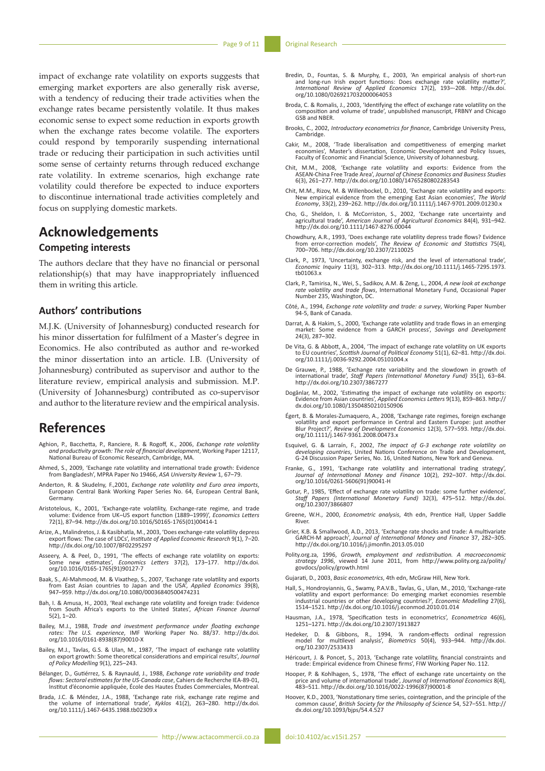impact of exchange rate volatility on exports suggests that emerging market exporters are also generally risk averse, with a tendency of reducing their trade activities when the exchange rates became persistently volatile. It thus makes economic sense to expect some reduction in exports growth when the exchange rates become volatile. The exporters could respond by temporarily suspending international trade or reducing their participation in such activities until some sense of certainty returns through reduced exchange rate volatility. In extreme scenarios, high exchange rate volatility could therefore be expected to induce exporters to discontinue international trade activities completely and focus on supplying domestic markets.

# Acknowledgements

## Competing interests

The authors declare that they have no financial or personal relationship(s) that may have inappropriately influenced them in writing this article.

## Authors' contributions

M.J.K. (University of Johannesburg) conducted research for his minor dissertation for fulfilment of a Master's degree in Economics. He also contributed as author and re-worked the minor dissertation into an article. I.B. (University of Johannesburg) contributed as supervisor and author to the literature review, empirical analysis and submission. M.P. (University of Johannesburg) contributed as co-supervisor and author to the literature review and the empirical analysis.

# References

Aghion, P., Bacchetta, P., Ranciere, R. & Rogoff, K., 2006, *Exchange rate volatility and productivity growth: The role of financial development*, Working Paper 12117, National Bureau of Economic Research, Cambridge, MA.

Ahmed, S., 2009, 'Exchange rate volatility and international trade growth: Evidence from Bangladesh', MPRA Paper No 19466, *ASA University Review* 1, 67–79.

Anderton, R. & Skudelny, F.,2001, *Exchange rate volatility and Euro area imports*, European Central Bank Working Paper Series No. 64, European Central Bank, Germany.

Aristotelous, K., 2001, 'Exchange-rate volatility, Exchange-rate regime, and trade volume: Evidence from UK–US export function (1889–1999)', *Economics Letters* 72(1), 87–94. http://dx.doi.org/10.1016/S0165-1765(01)00414-1

Arize, A., Malindretos, J. & Kasibhatla, M., 2003, 'Does exchange-rate volatility depress export flows: The case of LDCs', *Institute of Applied Economic Research* 9(1), 7–20. http://dx.doi.org/10.1007/BF02295297

Asseery, A. & Peel, D., 1991, 'The effects of exchange rate volatility on exports: Some new estimates', *Economics Letters* 37(2), 173–177. http://dx.doi.org/10.1016/0165-1765(91)90127-7

Baak, S., Al-Mahmood, M. & Vixathep, S., 2007, 'Exchange rate volatility and exports from East Asian countries to Japan and the USA', *Applied Economics* 39(8), 947–959. http://dx.doi.org/10.1080/00036840500474231

Bah, I. & Amusa, H., 2003, 'Real exchange rate volatility and foreign trade: Evidence from South Africa's exports to the United States', *African Finance Journal* 5(2), 1–20.

Bailey, M.J., 1988, *Trade and investment performance under floating exchange rates: The U.S. experience*, IMF Working Paper No. 88/37. http://dx.doi.org/10.1016/0161-8938(87)90010-X

Bailey, M.J., Tavlas, G.S. & Ulan, M., 1987, 'The impact of exchange rate volatility on export growth: Some theoretical considerations and empirical results', *Journal of Policy Modelling* 9(1), 225–243.

Bélanger, D., Gutiérrez, S. & Raynauld, J., 1988, *Exchange rate variability and trade flows: Sectoral estimates for the US-Canada case*, Cahiers de Recherche IEA-89-01, Institut d'économie appliquée, École des Hautes Études Commerciales, Montreal.

Brada, J.C. & Méndez, J.A., 1988, 'Exchange rate risk, exchange rate regime and the volume of international trade', *Kyklos* 41(2), 263–280. http://dx.doi.org/10.1111/j.1467-6435.1988.tb02309.x

Bredin, D., Fountas, S. & Murphy, E., 2003, 'An empirical analysis of short-run and long-run Irish export functions: Does exchange rate volatility matter?', *International Review of Applied Economics* 17(2), 193–208. http://dx.doi.org/10.1080/0269217032000064053

Broda, C. & Romalis, J., 2003, 'Identifying the effect of exchange rate volatility on the composition and volume of trade', unpublished manuscript, FRBNY and Chicago GSB and NBER.

Brooks, C., 2002, *Introductory econometrics for finance*, Cambridge University Press, Cambridge.

Cakir, M., 2008, 'Trade liberalisation and competitiveness of emerging market economies', Master's dissertation, Economic Development and Policy Issues, Faculty of Economic and Financial Science, University of Johannesburg.

Chit, M.M., 2008, 'Exchange rate volatility and exports: Evidence from the ASEAN-China Free Trade Area', *Journal of Chinese Economics and Business Studies* 6(3), 261–277. http://dx.doi.org/10.1080/14765280802283543

Chit, M.M., Rizov, M. & Willenbockel, D., 2010, 'Exchange rate volatility and exports: New empirical evidence from the emerging East Asian economies', *The World Economy*, 33(2), 239–262. http://dx.doi.org/10.1111/j.1467-9701.2009.01230.x

Cho, G., Sheldon, I. & McCorriston, S., 2002, 'Exchange rate uncertainty and agricultural trade', *American Journal of Agricultural Economics* 84(4), 931–942. http://dx.doi.org/10.1111/1467-8276.00044

Chowdhury, A.R., 1993, 'Does exchange rate volatility depress trade flows? Evidence from error-correction models', *The Review of Economic and Statistics* 75(4), 700–706. http://dx.doi.org/10.2307/2110025

Clark, P., 1973, 'Uncertainty, exchange risk, and the level of international trade', *Economic Inquiry* 11(3), 302–313. http://dx.doi.org/10.1111/j.1465-7295.1973.tb01063.x

Clark, P., Tamirisa, N., Wei, S., Sadikov, A.M. & Zeng, L., 2004, *A new look at exchange rate volatility and trade flows*, International Monetary Fund, Occasional Paper Number 235, Washington, DC.

Côté, A., 1994, *Exchange rate volatility and trade: a survey*, Working Paper Number 94-5, Bank of Canada.

Darrat, A. & Hakim, S., 2000, 'Exchange rate volatility and trade flows in an emerging market: Some evidence from a GARCH process', *Savings and Development* 24(3), 287–302.

De Vita, G. & Abbott, A., 2004, 'The impact of exchange rate volatility on UK exports to EU countries', *Scottish Journal of Political Economy* 51(1), 62–81. http://dx.doi.org/10.1111/j.0036-9292.2004.05101004.x

De Grauwe, P., 1988, 'Exchange rate variability and the slowdown in growth of international trade', *Staff Papers (International Monetary Fund)* 35(1), 63–84. http://dx.doi.org/10.2307/3867277

Doğanlar, M., 2002, 'Estimating the impact of exchange rate volatility on exports: Evidence from Asian countries', *Applied Economics Letters* 9(13), 859–863. http://dx.doi.org/10.1080/13504850210150906

Égert, B. & Morales-Zumaquero, A., 2008, 'Exchange rate regimes, foreign exchange volatility and export performance in Central and Eastern Europe: just another Blur Project?', *Review of Development Economics* 12(3), 577–593. http://dx.doi.org/10.1111/j.1467-9361.2008.00473.x

Esquivel, G. & Larraín, F., 2002, *The impact of G-3 exchange rate volatility on developing countries*, United Nations Conference on Trade and Development, G-24 Discussion Paper Series, No. 16, United Nations, New York and Geneva.

Franke, G., 1991, 'Exchange rate volatility and international trading strategy', *Journal of International Money and Finance* 10(2), 292–307. http://dx.doi.org/10.1016/0261-5606(91)90041-H

Gotur, P., 1985, 'Effect of exchange rate volatility on trade: some further evidence', *Staff Papers (International Monetary Fund)* 32(3), 475–512. http://dx.doi.org/10.2307/3866807

Greene, W.H., 2000, *Econometric analysis*, 4th edn, Prentice Hall, Upper Saddle River.

Grier, K.B. & Smallwood, A.D., 2013, 'Exchange rate shocks and trade: A multivariate GARCH-M approach', *Journal of International Money and Finance* 37, 282–305. http://dx.doi.org/10.1016/j.jimonfin.2013.05.010

Polity.org.za, 1996, *Growth, employment and redistribution. A macroeconomic strategy 1996*, viewed 14 June 2011, from http://www.polity.org.za/polity/govdocs/policy/growth.html

Gujarati, D., 2003, *Basic econometrics*, 4th edn, McGraw Hill, New York.

Hall, S., Hondroyiannis, G., Swamy, P.A.V.B., Tavlas, G., Ulan, M., 2010, 'Exchange-rate volatility and export performance: Do emerging market economies resemble industrial countries or other developing countries?', *Economic Modelling* 27(6), 1514–1521. http://dx.doi.org/10.1016/j.econmod.2010.01.014

Hausman, J.A., 1978, 'Specification tests in econometrics', *Econometrica* 46(6), 1251–1271. http://dx.doi.org/10.2307/1913827

Hedeker, D. & Gibbons, R., 1994, 'A random-effects ordinal regression model for multilevel analysis', *Biometrics* 50(4), 933–944. http://dx.doi.org/10.2307/2533433

Héricourt, J. & Poncet, S., 2013, 'Exchange rate volatility, financial constraints and trade: Empirical evidence from Chinese firms', FIW Working Paper No. 112.

Hooper, P. & Kohlhagen, S., 1978, 'The effect of exchange rate uncertainty on the price and volume of international trade', *Journal of International Economics* 8(4), 483–511. http://dx.doi.org/10.1016/0022-1996(87)90001-8

Hoover, K.D., 2003, 'Nonstationary time series, cointegration, and the principle of the common cause', *British Society for the Philosophy of Science* 54, 527–551. http://dx.doi.org/10.1093/bjps/54.4.527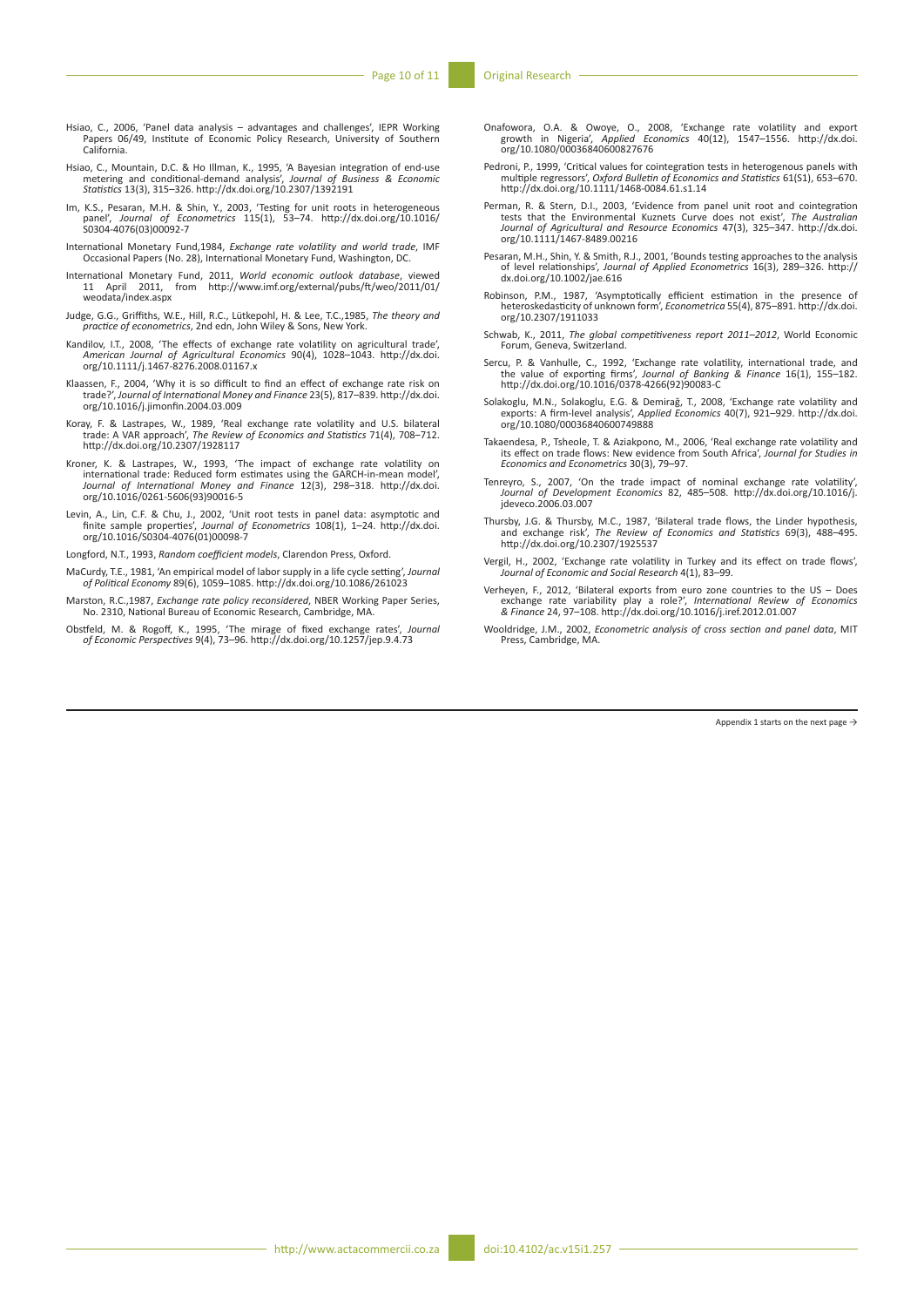Hsiao, C., 2006, 'Panel data analysis – advantages and challenges', IEPR Working Papers 06/49, Institute of Economic Policy Research, University of Southern California.

Hsiao, C., Mountain, D.C. & Ho Illman, K., 1995, 'A Bayesian integration of end-use metering and conditional-demand analysis', *Journal of Business & Economic Statistics* 13(3), 315–326. http://dx.doi.org/10.2307/1392191

Im, K.S., Pesaran, M.H. & Shin, Y., 2003, 'Testing for unit roots in heterogeneous panel', *Journal of Econometrics* 115(1), 53–74. http://dx.doi.org/10.1016/S0304-4076(03)00092-7

International Monetary Fund,1984, *Exchange rate volatility and world trade*, IMF Occasional Papers (No. 28), International Monetary Fund, Washington, DC.

International Monetary Fund, 2011, *World economic outlook database*, viewed 11 April 2011, from http://www.imf.org/external/pubs/ft/weo/2011/01/weodata/index.aspx

Judge, G.G., Griffiths, W.E., Hill, R.C., Lütkepohl, H. & Lee, T.C.,1985, *The theory and practice of econometrics*, 2nd edn, John Wiley & Sons, New York.

Kandilov, I.T., 2008, 'The effects of exchange rate volatility on agricultural trade', *American Journal of Agricultural Economics* 90(4), 1028–1043. http://dx.doi.org/10.1111/j.1467-8276.2008.01167.x

Klaassen, F., 2004, 'Why it is so difficult to find an effect of exchange rate risk on trade?', *Journal of International Money and Finance* 23(5), 817–839. http://dx.doi.org/10.1016/j.jimonfin.2004.03.009

Koray, F. & Lastrapes, W., 1989, 'Real exchange rate volatility and U.S. bilateral trade: A VAR approach', *The Review of Economics and Statistics* 71(4), 708–712. http://dx.doi.org/10.2307/1928117

Kroner, K. & Lastrapes, W., 1993, 'The impact of exchange rate volatility on international trade: Reduced form estimates using the GARCH-in-mean model', *Journal of International Money and Finance* 12(3), 298–318. http://dx.doi.org/10.1016/0261-5606(93)90016-5

Levin, A., Lin, C.F. & Chu, J., 2002, 'Unit root tests in panel data: asymptotic and finite sample properties', *Journal of Econometrics* 108(1), 1–24. http://dx.doi.org/10.1016/S0304-4076(01)00098-7

Longford, N.T., 1993, *Random coefficient models*, Clarendon Press, Oxford.

MaCurdy, T.E., 1981, 'An empirical model of labor supply in a life cycle setting', *Journal of Political Economy* 89(6), 1059–1085. http://dx.doi.org/10.1086/261023

Marston, R.C.,1987, *Exchange rate policy reconsidered*, NBER Working Paper Series, No. 2310, National Bureau of Economic Research, Cambridge, MA.

Obstfeld, M. & Rogoff, K., 1995, 'The mirage of fixed exchange rates', *Journal of Economic Perspectives* 9(4), 73–96. http://dx.doi.org/10.1257/jep.9.4.73

Onafowora, O.A. & Owoye, O., 2008, 'Exchange rate volatility and export growth in Nigeria', *Applied Economics* 40(12), 1547–1556. http://dx.doi.org/10.1080/00036840600827676

Pedroni, P., 1999, 'Critical values for cointegration tests in heterogenous panels with multiple regressors', *Oxford Bulletin of Economics and Statistics* 61(S1), 653–670. http://dx.doi.org/10.1111/1468-0084.61.s1.14

Perman, R. & Stern, D.I., 2003, 'Evidence from panel unit root and cointegration tests that the Environmental Kuznets Curve does not exist', *The Australian Journal of Agricultural and Resource Economics* 47(3), 325–347. http://dx.doi.org/10.1111/1467-8489.00216

Pesaran, M.H., Shin, Y. & Smith, R.J., 2001, 'Bounds testing approaches to the analysis of level relationships', *Journal of Applied Econometrics* 16(3), 289–326. http://dx.doi.org/10.1002/jae.616

Robinson, P.M., 1987, 'Asymptotically efficient estimation in the presence of heteroskedasticity of unknown form', *Econometrica* 55(4), 875–891. http://dx.doi.org/10.2307/1911033

Schwab, K., 2011, *The global competitiveness report 2011–2012*, World Economic Forum, Geneva, Switzerland.

Sercu, P. & Vanhulle, C., 1992, 'Exchange rate volatility, international trade, and the value of exporting firms', *Journal of Banking & Finance* 16(1), 155–182. http://dx.doi.org/10.1016/0378-4266(92)90083-C

Solakoglu, M.N., Solakoglu, E.G. & Demirağ, T., 2008, 'Exchange rate volatility and exports: A firm-level analysis', *Applied Economics* 40(7), 921–929. http://dx.doi.org/10.1080/00036840600749888

Takaendesa, P., Tsheole, T. & Aziakpono, M., 2006, 'Real exchange rate volatility and its effect on trade flows: New evidence from South Africa', *Journal for Studies in Economics and Econometrics* 30(3), 79–97.

Tenreyro, S., 2007, 'On the trade impact of nominal exchange rate volatility', *Journal of Development Economics* 82, 485–508. http://dx.doi.org/10.1016/j.jdeveco.2006.03.007

Thursby, J.G. & Thursby, M.C., 1987, 'Bilateral trade flows, the Linder hypothesis, and exchange risk', *The Review of Economics and Statistics* 69(3), 488–495. http://dx.doi.org/10.2307/1925537

Vergil, H., 2002, 'Exchange rate volatility in Turkey and its effect on trade flows', *Journal of Economic and Social Research* 4(1), 83–99.

Verheyen, F., 2012, 'Bilateral exports from euro zone countries to the US – Does exchange rate variability play a role?', *International Review of Economics & Finance* 24, 97–108. http://dx.doi.org/10.1016/j.iref.2012.01.007

Wooldridge, J.M., 2002, *Econometric analysis of cross section and panel data*, MIT Press, Cambridge, MA.

Appendix 1 starts on the next page →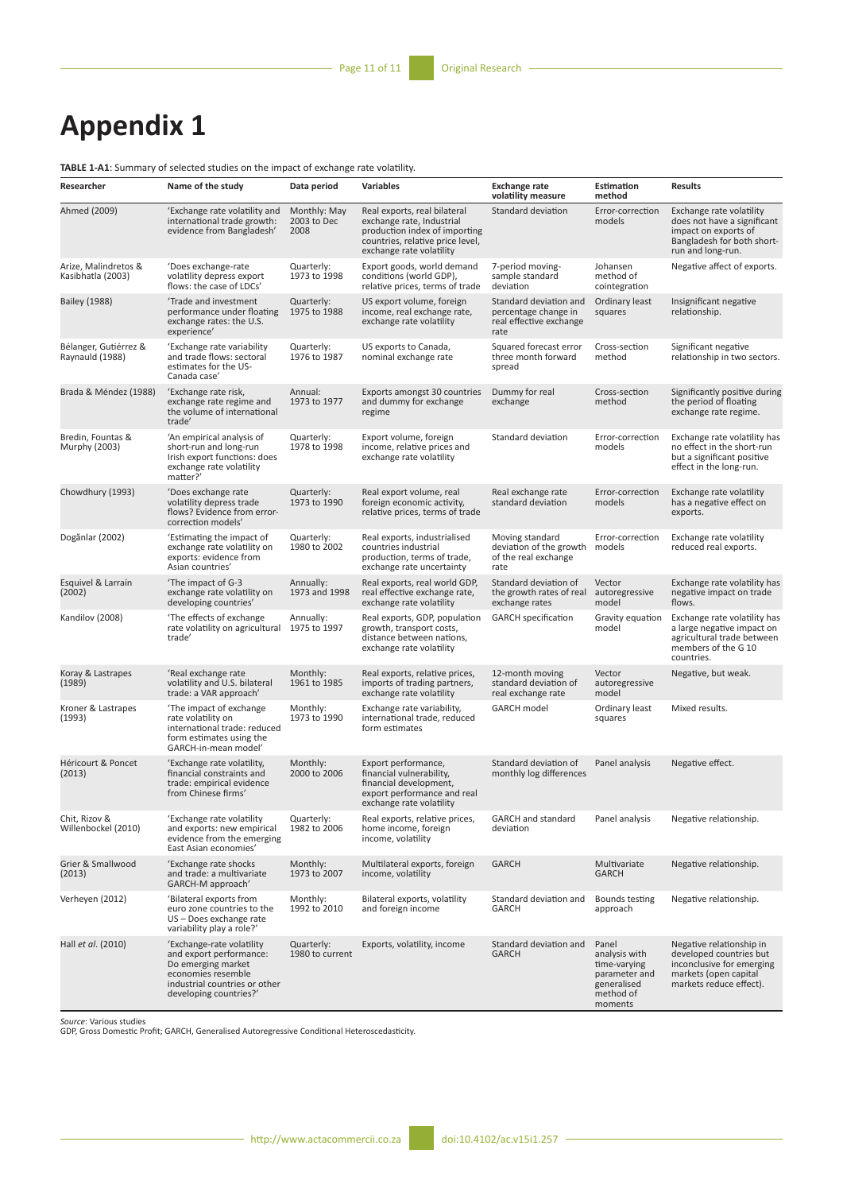# Appendix 1

**TABLE 1-A1**: Summary of selected studies on the impact of exchange rate volatility.

| Researcher | Name of the study | Data period | Variables | Exchange rate volatility measure | Estimation method | Results |
|---|---|---|---|---|---|---|
| Ahmed (2009) | 'Exchange rate volatility and international trade growth: evidence from Bangladesh' | Monthly: May 2003 to Dec 2008 | Real exports, real bilateral exchange rate, Industrial production index of importing countries, relative price level, exchange rate volatility | Standard deviation | Error-correction models | Exchange rate volatility does not have a significant impact on exports of Bangladesh for both short-run and long-run. |
| Arize, Malindretos & Kasibhatla (2003) | 'Does exchange-rate volatility depress export flows: the case of LDCs' | Quarterly: 1973 to 1998 | Export goods, world demand conditions (world GDP), relative prices, terms of trade | 7-period moving-sample standard deviation | Johansen method of cointegration | Negative affect of exports. |
| Bailey (1988) | 'Trade and investment performance under floating exchange rates: the U.S. experience' | Quarterly: 1975 to 1988 | US export volume, foreign income, real exchange rate, exchange rate volatility | Standard deviation and percentage change in real effective exchange rate | Ordinary least squares | Insignificant negative relationship. |
| Bélanger, Gutiérrez & Raynauld (1988) | 'Exchange rate variability and trade flows: sectoral estimates for the US-Canada case' | Quarterly: 1976 to 1987 | US exports to Canada, nominal exchange rate | Squared forecast error three month forward spread | Cross-section method | Significant negative relationship in two sectors. |
| Brada & Méndez (1988) | 'Exchange rate risk, exchange rate regime and the volume of international trade' | Annual: 1973 to 1977 | Exports amongst 30 countries and dummy for exchange regime | Dummy for real exchange | Cross-section method | Significantly positive during the period of floating exchange rate regime. |
| Bredin, Fountas & Murphy (2003) | 'An empirical analysis of short-run and long-run Irish export functions: does exchange rate volatility matter?' | Quarterly: 1978 to 1998 | Export volume, foreign income, relative prices and exchange rate volatility | Standard deviation | Error-correction models | Exchange rate volatility has no effect in the short-run but a significant positive effect in the long-run. |
| Chowdhury (1993) | 'Does exchange rate volatility depress trade flows? Evidence from error-correction models' | Quarterly: 1973 to 1990 | Real export volume, real foreign economic activity, relative prices, terms of trade | Real exchange rate standard deviation | Error-correction models | Exchange rate volatility has a negative effect on exports. |
| Doğănlar (2002) | 'Estimating the impact of exchange rate volatility on exports: evidence from Asian countries' | Quarterly: 1980 to 2002 | Real exports, industrialised countries industrial production, terms of trade, exchange rate uncertainty | Moving standard deviation of the growth of the real exchange rate | Error-correction models | Exchange rate volatility reduced real exports. |
| Esquivel & Larraín (2002) | 'The impact of G-3 exchange rate volatility on developing countries' | Annually: 1973 and 1998 | Real exports, real world GDP, real effective exchange rate, exchange rate volatility | Standard deviation of the growth rates of real exchange rates | Vector autoregressive model | Exchange rate volatility has negative impact on trade flows. |
| Kandilov (2008) | 'The effects of exchange rate volatility on agricultural trade' | Annually: 1975 to 1997 | Real exports, GDP, population growth, transport costs, distance between nations, exchange rate volatility | GARCH specification | Gravity equation model | Exchange rate volatility has a large negative impact on agricultural trade between members of the G 10 countries. |
| Koray & Lastrapes (1989) | 'Real exchange rate volatility and U.S. bilateral trade: a VAR approach' | Monthly: 1961 to 1985 | Real exports, relative prices, imports of trading partners, exchange rate volatility | 12-month moving standard deviation of real exchange rate | Vector autoregressive model | Negative, but weak. |
| Kroner & Lastrapes (1993) | 'The impact of exchange rate volatility on international trade: reduced form estimates using the GARCH-in-mean model' | Monthly: 1973 to 1990 | Exchange rate variability, international trade, reduced form estimates | GARCH model | Ordinary least squares | Mixed results. |
| Héricourt & Poncet (2013) | 'Exchange rate volatility, financial constraints and trade: empirical evidence from Chinese firms' | Monthly: 2000 to 2006 | Export performance, financial vulnerability, financial development, export performance and real exchange rate volatility | Standard deviation of monthly log differences | Panel analysis | Negative effect. |
| Chit, Rizov & Willenbockel (2010) | 'Exchange rate volatility and exports: new empirical evidence from the emerging East Asian economies' | Quarterly: 1982 to 2006 | Real exports, relative prices, home income, foreign income, volatility | GARCH and standard deviation | Panel analysis | Negative relationship. |
| Grier & Smallwood (2013) | 'Exchange rate shocks and trade: a multivariate GARCH-M approach' | Monthly: 1973 to 2007 | Multilateral exports, foreign income, volatility | GARCH | Multivariate GARCH | Negative relationship. |
| Verheyen (2012) | 'Bilateral exports from euro zone countries to the US – Does exchange rate variability play a role?' | Monthly: 1992 to 2010 | Bilateral exports, volatility and foreign income | Standard deviation and GARCH | Bounds testing approach | Negative relationship. |
| Hall *et al.* (2010) | 'Exchange-rate volatility and export performance: Do emerging market economies resemble industrial countries or other developing countries?' | Quarterly: 1980 to current | Exports, volatility, income | Standard deviation and GARCH | Panel analysis with time-varying parameter and generalised method of moments | Negative relationship in developed countries but inconclusive for emerging markets (open capital markets reduce effect). |

*Source*: Various studies

GDP, Gross Domestic Profit; GARCH, Generalised Autoregressive Conditional Heteroscedasticity.